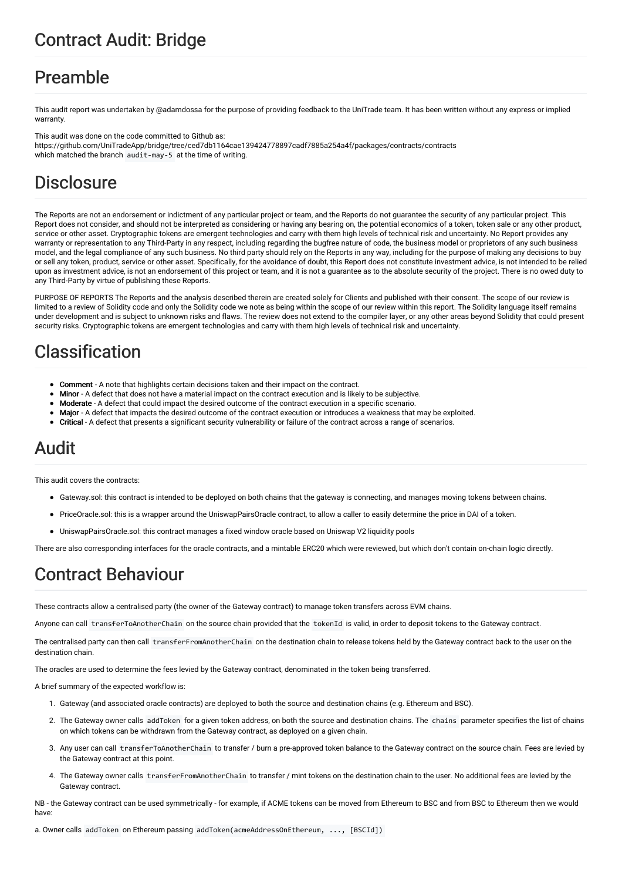# Contract Audit: Bridge

## Preamble

This audit report was undertaken by @adamdossa for the purpose of providing feedback to the UniTrade team. It has been written without any express or implied warranty.

This audit was done on the code committed to Github as:
https://github.com/UniTradeApp/bridge/tree/ced7db1164cae139424778897cadf7885a254a4f/packages/contracts/contracts
which matched the branch `audit-may-5` at the time of writing.

## Disclosure

The Reports are not an endorsement or indictment of any particular project or team, and the Reports do not guarantee the security of any particular project. This Report does not consider, and should not be interpreted as considering or having any bearing on, the potential economics of a token, token sale or any other product, service or other asset. Cryptographic tokens are emergent technologies and carry with them high levels of technical risk and uncertainty. No Report provides any warranty or representation to any Third-Party in any respect, including regarding the bugfree nature of code, the business model or proprietors of any such business model, and the legal compliance of any such business. No third party should rely on the Reports in any way, including for the purpose of making any decisions to buy or sell any token, product, service or other asset. Specifically, for the avoidance of doubt, this Report does not constitute investment advice, is not intended to be relied upon as investment advice, is not an endorsement of this project or team, and it is not a guarantee as to the absolute security of the project. There is no owed duty to any Third-Party by virtue of publishing these Reports.

PURPOSE OF REPORTS The Reports and the analysis described therein are created solely for Clients and published with their consent. The scope of our review is limited to a review of Solidity code and only the Solidity code we note as being within the scope of our review within this report. The Solidity language itself remains under development and is subject to unknown risks and flaws. The review does not extend to the compiler layer, or any other areas beyond Solidity that could present security risks. Cryptographic tokens are emergent technologies and carry with them high levels of technical risk and uncertainty.

## Classification

- **Comment** - A note that highlights certain decisions taken and their impact on the contract.
- **Minor** - A defect that does not have a material impact on the contract execution and is likely to be subjective.
- **Moderate** - A defect that could impact the desired outcome of the contract execution in a specific scenario.
- **Major** - A defect that impacts the desired outcome of the contract execution or introduces a weakness that may be exploited.
- **Critical** - A defect that presents a significant security vulnerability or failure of the contract across a range of scenarios.

## Audit

This audit covers the contracts:

- Gateway.sol: this contract is intended to be deployed on both chains that the gateway is connecting, and manages moving tokens between chains.
- PriceOracle.sol: this is a wrapper around the UniswapPairsOracle contract, to allow a caller to easily determine the price in DAI of a token.
- UniswapPairsOracle.sol: this contract manages a fixed window oracle based on Uniswap V2 liquidity pools

There are also corresponding interfaces for the oracle contracts, and a mintable ERC20 which were reviewed, but which don't contain on-chain logic directly.

## Contract Behaviour

These contracts allow a centralised party (the owner of the Gateway contract) to manage token transfers across EVM chains.

Anyone can call `transferToAnotherChain` on the source chain provided that the `tokenId` is valid, in order to deposit tokens to the Gateway contract.

The centralised party can then call `transferFromAnotherChain` on the destination chain to release tokens held by the Gateway contract back to the user on the destination chain.

The oracles are used to determine the fees levied by the Gateway contract, denominated in the token being transferred.

A brief summary of the expected workflow is:

1. Gateway (and associated oracle contracts) are deployed to both the source and destination chains (e.g. Ethereum and BSC).
2. The Gateway owner calls `addToken` for a given token address, on both the source and destination chains. The `chains` parameter specifies the list of chains on which tokens can be withdrawn from the Gateway contract, as deployed on a given chain.
3. Any user can call `transferToAnotherChain` to transfer / burn a pre-approved token balance to the Gateway contract on the source chain. Fees are levied by the Gateway contract at this point.
4. The Gateway owner calls `transferFromAnotherChain` to transfer / mint tokens on the destination chain to the user. No additional fees are levied by the Gateway contract.

NB - the Gateway contract can be used symmetrically - for example, if ACME tokens can be moved from Ethereum to BSC and from BSC to Ethereum then we would have:

a. Owner calls `addToken` on Ethereum passing `addToken(acmeAddressOnEthereum, ..., [BSCId])`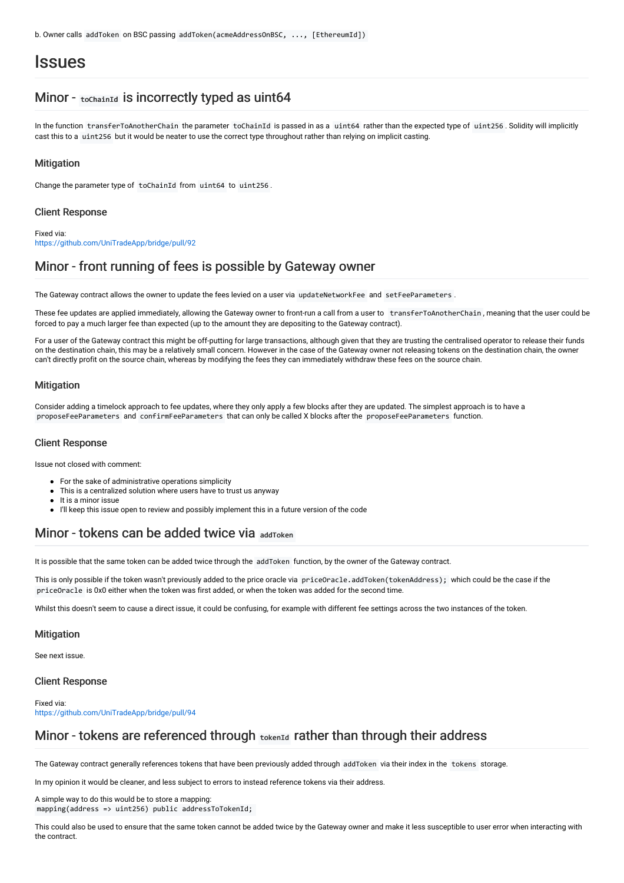b. Owner calls `addToken` on BSC passing `addToken(acmeAddressOnBSC, ..., [EthereumId])`

# Issues

## Minor - `toChainId` is incorrectly typed as uint64

In the function `transferToAnotherChain` the parameter `toChainId` is passed in as a `uint64` rather than the expected type of `uint256`. Solidity will implicitly cast this to a `uint256` but it would be neater to use the correct type throughout rather than relying on implicit casting.

### Mitigation

Change the parameter type of `toChainId` from `uint64` to `uint256`.

### Client Response

Fixed via:
https://github.com/UniTradeApp/bridge/pull/92

## Minor - front running of fees is possible by Gateway owner

The Gateway contract allows the owner to update the fees levied on a user via `updateNetworkFee` and `setFeeParameters`.

These fee updates are applied immediately, allowing the Gateway owner to front-run a call from a user to `transferToAnotherChain`, meaning that the user could be forced to pay a much larger fee than expected (up to the amount they are depositing to the Gateway contract).

For a user of the Gateway contract this might be off-putting for large transactions, although given that they are trusting the centralised operator to release their funds on the destination chain, this may be a relatively small concern. However in the case of the Gateway owner not releasing tokens on the destination chain, the owner can't directly profit on the source chain, whereas by modifying the fees they can immediately withdraw these fees on the source chain.

### Mitigation

Consider adding a timelock approach to fee updates, where they only apply a few blocks after they are updated. The simplest approach is to have a `proposeFeeParameters` and `confirmFeeParameters` that can only be called X blocks after the `proposeFeeParameters` function.

### Client Response

Issue not closed with comment:

- For the sake of administrative operations simplicity
- This is a centralized solution where users have to trust us anyway
- It is a minor issue
- I'll keep this issue open to review and possibly implement this in a future version of the code

## Minor - tokens can be added twice via `addToken`

It is possible that the same token can be added twice through the `addToken` function, by the owner of the Gateway contract.

This is only possible if the token wasn't previously added to the price oracle via `priceOracle.addToken(tokenAddress);` which could be the case if the `priceOracle` is 0x0 either when the token was first added, or when the token was added for the second time.

Whilst this doesn't seem to cause a direct issue, it could be confusing, for example with different fee settings across the two instances of the token.

### Mitigation

See next issue.

### Client Response

Fixed via:
https://github.com/UniTradeApp/bridge/pull/94

## Minor - tokens are referenced through `tokenId` rather than through their address

The Gateway contract generally references tokens that have been previously added through `addToken` via their index in the `tokens` storage.

In my opinion it would be cleaner, and less subject to errors to instead reference tokens via their address.

A simple way to do this would be to store a mapping:
`mapping(address => uint256) public addressToTokenId;`

This could also be used to ensure that the same token cannot be added twice by the Gateway owner and make it less susceptible to user error when interacting with the contract.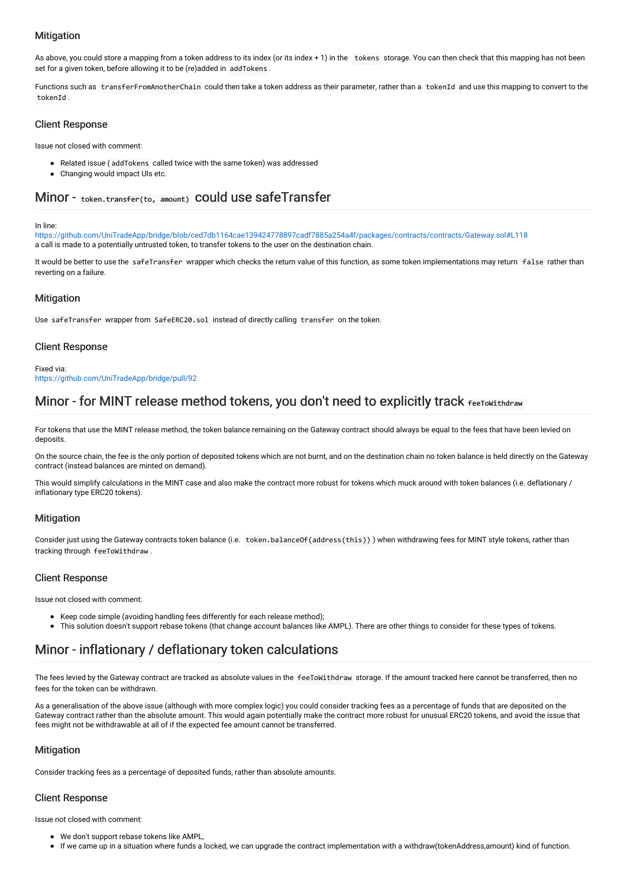### Mitigation

As above, you could store a mapping from a token address to its index (or its index + 1) in the `tokens` storage. You can then check that this mapping has not been set for a given token, before allowing it to be (re)added in `addTokens`.

Functions such as `transferFromAnotherChain` could then take a token address as their parameter, rather than a `tokenId` and use this mapping to convert to the `tokenId`.

### Client Response

Issue not closed with comment:

- Related issue (`addTokens` called twice with the same token) was addressed
- Changing would impact UIs etc.

## Minor - `token.transfer(to, amount)` could use safeTransfer

In line:
https://github.com/UniTradeApp/bridge/blob/ced7db1164cae139424778897cadf7885a254a4f/packages/contracts/contracts/Gateway.sol#L118
a call is made to a potentially untrusted token, to transfer tokens to the user on the destination chain.

It would be better to use the `safeTransfer` wrapper which checks the return value of this function, as some token implementations may return `false` rather than reverting on a failure.

### Mitigation

Use `safeTransfer` wrapper from `SafeERC20.sol` instead of directly calling `transfer` on the token.

### Client Response

Fixed via:
https://github.com/UniTradeApp/bridge/pull/92

## Minor - for MINT release method tokens, you don't need to explicitly track `feeToWithdraw`

For tokens that use the MINT release method, the token balance remaining on the Gateway contract should always be equal to the fees that have been levied on deposits.

On the source chain, the fee is the only portion of deposited tokens which are not burnt, and on the destination chain no token balance is held directly on the Gateway contract (instead balances are minted on demand).

This would simplify calculations in the MINT case and also make the contract more robust for tokens which muck around with token balances (i.e. deflationary / inflationary type ERC20 tokens).

### Mitigation

Consider just using the Gateway contracts token balance (i.e. `token.balanceOf(address(this))`) when withdrawing fees for MINT style tokens, rather than tracking through `feeToWithdraw`.

### Client Response

Issue not closed with comment:

- Keep code simple (avoiding handling fees differently for each release method);
- This solution doesn't support rebase tokens (that change account balances like AMPL). There are other things to consider for these types of tokens.

## Minor - inflationary / deflationary token calculations

The fees levied by the Gateway contract are tracked as absolute values in the `feeToWithdraw` storage. If the amount tracked here cannot be transferred, then no fees for the token can be withdrawn.

As a generalisation of the above issue (although with more complex logic) you could consider tracking fees as a percentage of funds that are deposited on the Gateway contract rather than the absolute amount. This would again potentially make the contract more robust for unusual ERC20 tokens, and avoid the issue that fees might not be withdrawable at all of if the expected fee amount cannot be transferred.

### Mitigation

Consider tracking fees as a percentage of deposited funds, rather than absolute amounts.

### Client Response

Issue not closed with comment:

- We don't support rebase tokens like AMPL,
- If we came up in a situation where funds a locked, we can upgrade the contract implementation with a withdraw(tokenAddress,amount) kind of function.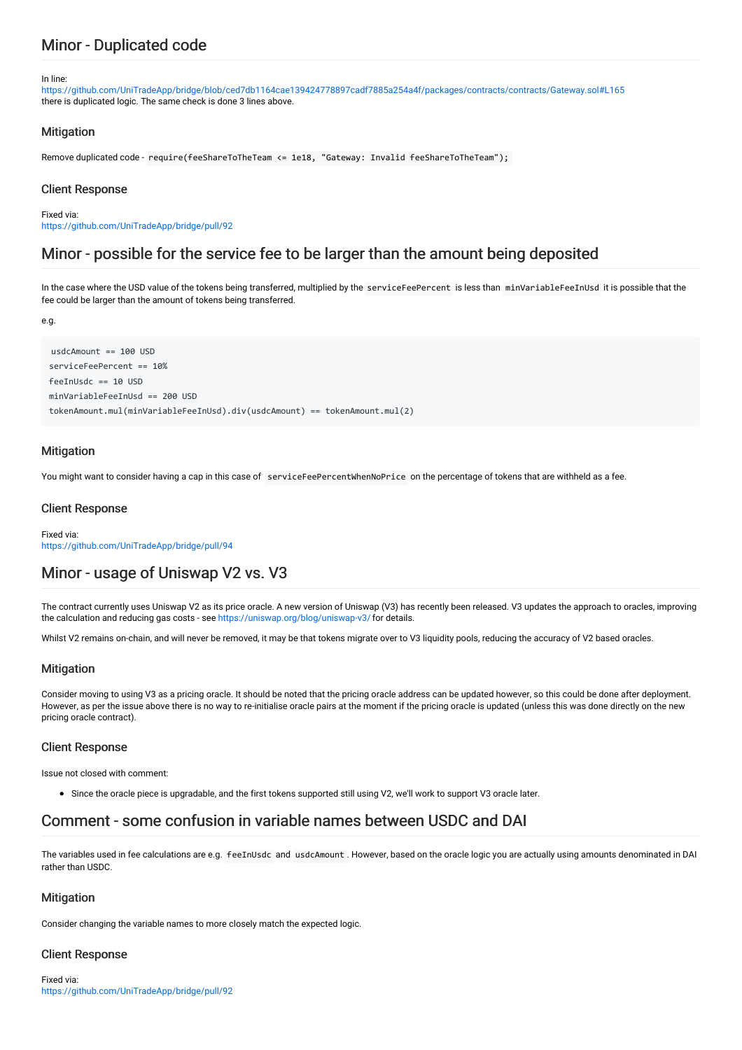## Minor - Duplicated code

In line:
https://github.com/UniTradeApp/bridge/blob/ced7db1164cae139424778897cadf7885a254a4f/packages/contracts/contracts/Gateway.sol#L165
there is duplicated logic. The same check is done 3 lines above.

### Mitigation

Remove duplicated code - `require(feeShareToTheTeam <= 1e18, "Gateway: Invalid feeShareToTheTeam");`

### Client Response

Fixed via:
https://github.com/UniTradeApp/bridge/pull/92

## Minor - possible for the service fee to be larger than the amount being deposited

In the case where the USD value of the tokens being transferred, multiplied by the `serviceFeePercent` is less than `minVariableFeeInUsd` it is possible that the fee could be larger than the amount of tokens being transferred.

e.g.

```
 usdcAmount == 100 USD
serviceFeePercent == 10%
feeInUsdc == 10 USD
minVariableFeeInUsd == 200 USD
tokenAmount.mul(minVariableFeeInUsd).div(usdcAmount) == tokenAmount.mul(2)
```

### Mitigation

You might want to consider having a cap in this case of `serviceFeePercentWhenNoPrice` on the percentage of tokens that are withheld as a fee.

### Client Response

Fixed via:
https://github.com/UniTradeApp/bridge/pull/94

## Minor - usage of Uniswap V2 vs. V3

The contract currently uses Uniswap V2 as its price oracle. A new version of Uniswap (V3) has recently been released. V3 updates the approach to oracles, improving the calculation and reducing gas costs - see https://uniswap.org/blog/uniswap-v3/ for details.

Whilst V2 remains on-chain, and will never be removed, it may be that tokens migrate over to V3 liquidity pools, reducing the accuracy of V2 based oracles.

### Mitigation

Consider moving to using V3 as a pricing oracle. It should be noted that the pricing oracle address can be updated however, so this could be done after deployment. However, as per the issue above there is no way to re-initialise oracle pairs at the moment if the pricing oracle is updated (unless this was done directly on the new pricing oracle contract).

### Client Response

Issue not closed with comment:

- Since the oracle piece is upgradable, and the first tokens supported still using V2, we'll work to support V3 oracle later.

## Comment - some confusion in variable names between USDC and DAI

The variables used in fee calculations are e.g. `feeInUsdc` and `usdcAmount`. However, based on the oracle logic you are actually using amounts denominated in DAI rather than USDC.

### Mitigation

Consider changing the variable names to more closely match the expected logic.

### Client Response

Fixed via:
https://github.com/UniTradeApp/bridge/pull/92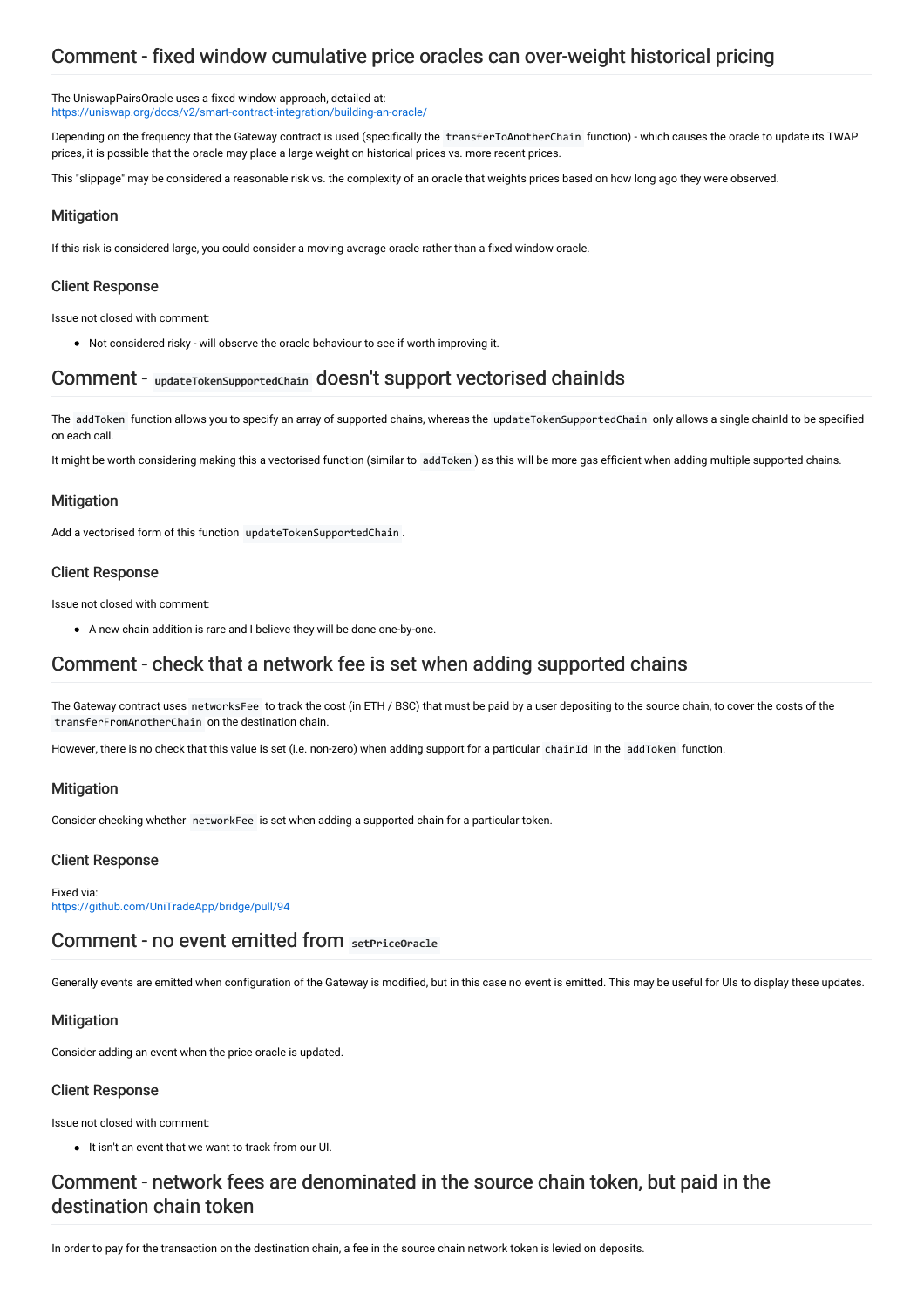## Comment - fixed window cumulative price oracles can over-weight historical pricing

The UniswapPairsOracle uses a fixed window approach, detailed at:
https://uniswap.org/docs/v2/smart-contract-integration/building-an-oracle/

Depending on the frequency that the Gateway contract is used (specifically the `transferToAnotherChain` function) - which causes the oracle to update its TWAP prices, it is possible that the oracle may place a large weight on historical prices vs. more recent prices.

This "slippage" may be considered a reasonable risk vs. the complexity of an oracle that weights prices based on how long ago they were observed.

### Mitigation

If this risk is considered large, you could consider a moving average oracle rather than a fixed window oracle.

### Client Response

Issue not closed with comment:

- Not considered risky - will observe the oracle behaviour to see if worth improving it.

## Comment - `updateTokenSupportedChain` doesn't support vectorised chainIds

The `addToken` function allows you to specify an array of supported chains, whereas the `updateTokenSupportedChain` only allows a single chainId to be specified on each call.

It might be worth considering making this a vectorised function (similar to `addToken`) as this will be more gas efficient when adding multiple supported chains.

### Mitigation

Add a vectorised form of this function `updateTokenSupportedChain`.

### Client Response

Issue not closed with comment:

- A new chain addition is rare and I believe they will be done one-by-one.

## Comment - check that a network fee is set when adding supported chains

The Gateway contract uses `networksFee` to track the cost (in ETH / BSC) that must be paid by a user depositing to the source chain, to cover the costs of the `transferFromAnotherChain` on the destination chain.

However, there is no check that this value is set (i.e. non-zero) when adding support for a particular `chainId` in the `addToken` function.

### Mitigation

Consider checking whether `networkFee` is set when adding a supported chain for a particular token.

### Client Response

Fixed via:
https://github.com/UniTradeApp/bridge/pull/94

## Comment - no event emitted from `setPriceOracle`

Generally events are emitted when configuration of the Gateway is modified, but in this case no event is emitted. This may be useful for UIs to display these updates.

### Mitigation

Consider adding an event when the price oracle is updated.

### Client Response

Issue not closed with comment:

- It isn't an event that we want to track from our UI.

## Comment - network fees are denominated in the source chain token, but paid in the destination chain token

In order to pay for the transaction on the destination chain, a fee in the source chain network token is levied on deposits.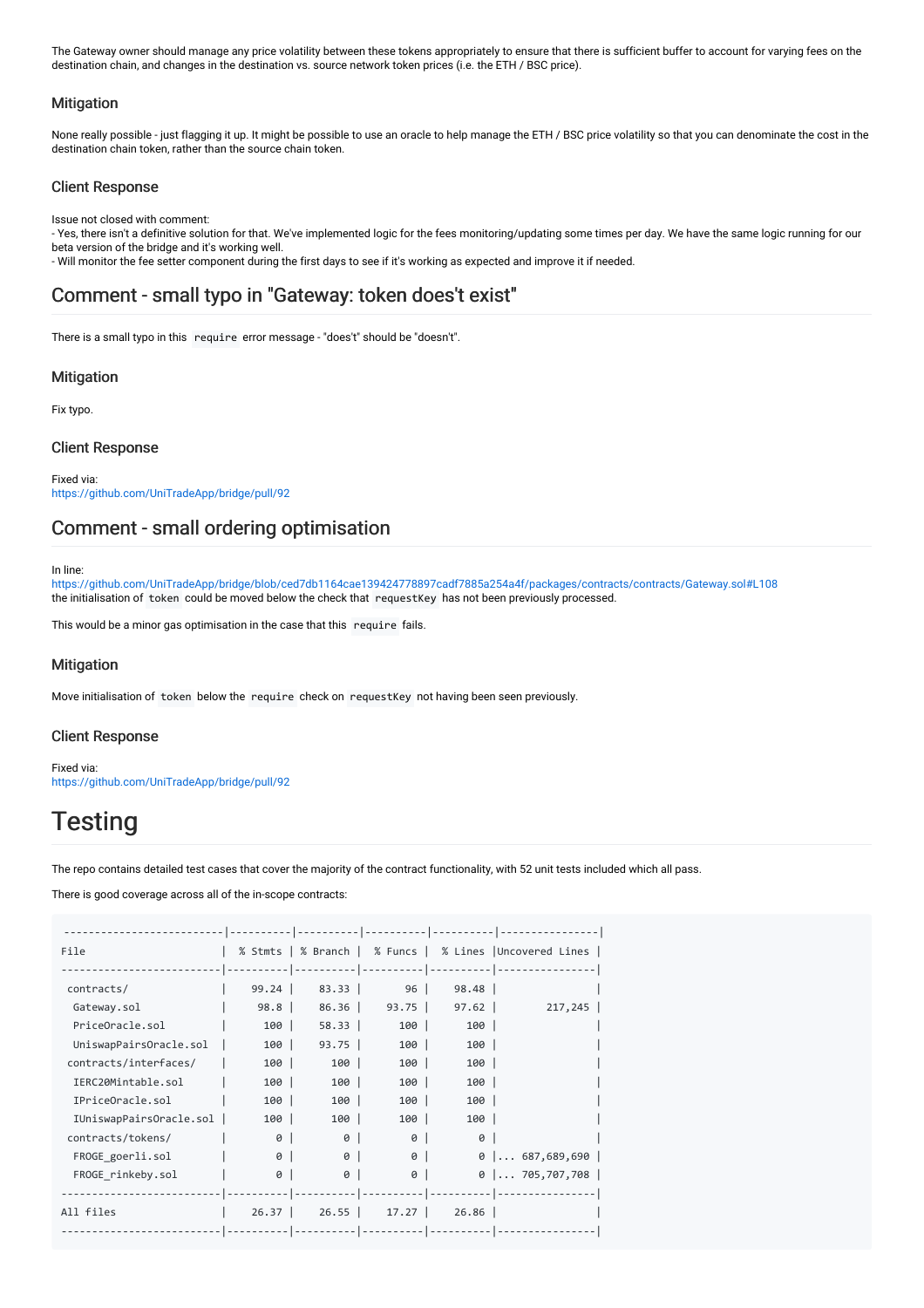The Gateway owner should manage any price volatility between these tokens appropriately to ensure that there is sufficient buffer to account for varying fees on the destination chain, and changes in the destination vs. source network token prices (i.e. the ETH / BSC price).

### Mitigation

None really possible - just flagging it up. It might be possible to use an oracle to help manage the ETH / BSC price volatility so that you can denominate the cost in the destination chain token, rather than the source chain token.

### Client Response

Issue not closed with comment:
- Yes, there isn't a definitive solution for that. We've implemented logic for the fees monitoring/updating some times per day. We have the same logic running for our beta version of the bridge and it's working well.
- Will monitor the fee setter component during the first days to see if it's working as expected and improve it if needed.

## Comment - small typo in "Gateway: token does't exist"

There is a small typo in this `require` error message - "does't" should be "doesn't".

### Mitigation

Fix typo.

### Client Response

Fixed via:
https://github.com/UniTradeApp/bridge/pull/92

## Comment - small ordering optimisation

In line:
https://github.com/UniTradeApp/bridge/blob/ced7db1164cae139424778897cadf7885a254a4f/packages/contracts/contracts/Gateway.sol#L108
the initialisation of `token` could be moved below the check that `requestKey` has not been previously processed.

This would be a minor gas optimisation in the case that this `require` fails.

### Mitigation

Move initialisation of `token` below the `require` check on `requestKey` not having been seen previously.

### Client Response

Fixed via:
https://github.com/UniTradeApp/bridge/pull/92

# Testing

The repo contains detailed test cases that cover the majority of the contract functionality, with 52 unit tests included which all pass.

There is good coverage across all of the in-scope contracts:

```
-------------------------|----------|----------|----------|----------|----------------|
File                     |  % Stmts | % Branch |  % Funcs |  % Lines |Uncovered Lines |
-------------------------|----------|----------|----------|----------|----------------|
 contracts/              |    99.24 |    83.33 |       96 |    98.48 |                |
  Gateway.sol            |     98.8 |    86.36 |    93.75 |    97.62 |        217,245 |
  PriceOracle.sol        |      100 |    58.33 |      100 |      100 |                |
  UniswapPairsOracle.sol |      100 |    93.75 |      100 |      100 |                |
 contracts/interfaces/   |      100 |      100 |      100 |      100 |                |
  IERC20Mintable.sol     |      100 |      100 |      100 |      100 |                |
  IPriceOracle.sol       |      100 |      100 |      100 |      100 |                |
  IUniswapPairsOracle.sol |     100 |      100 |      100 |      100 |                |
 contracts/tokens/       |        0 |        0 |        0 |        0 |                |
  FROGE_goerli.sol       |        0 |        0 |        0 |        0 |... 687,689,690 |
  FROGE_rinkeby.sol      |        0 |        0 |        0 |        0 |... 705,707,708 |
-------------------------|----------|----------|----------|----------|----------------|
All files                |    26.37 |    26.55 |    17.27 |    26.86 |                |
-------------------------|----------|----------|----------|----------|----------------|
```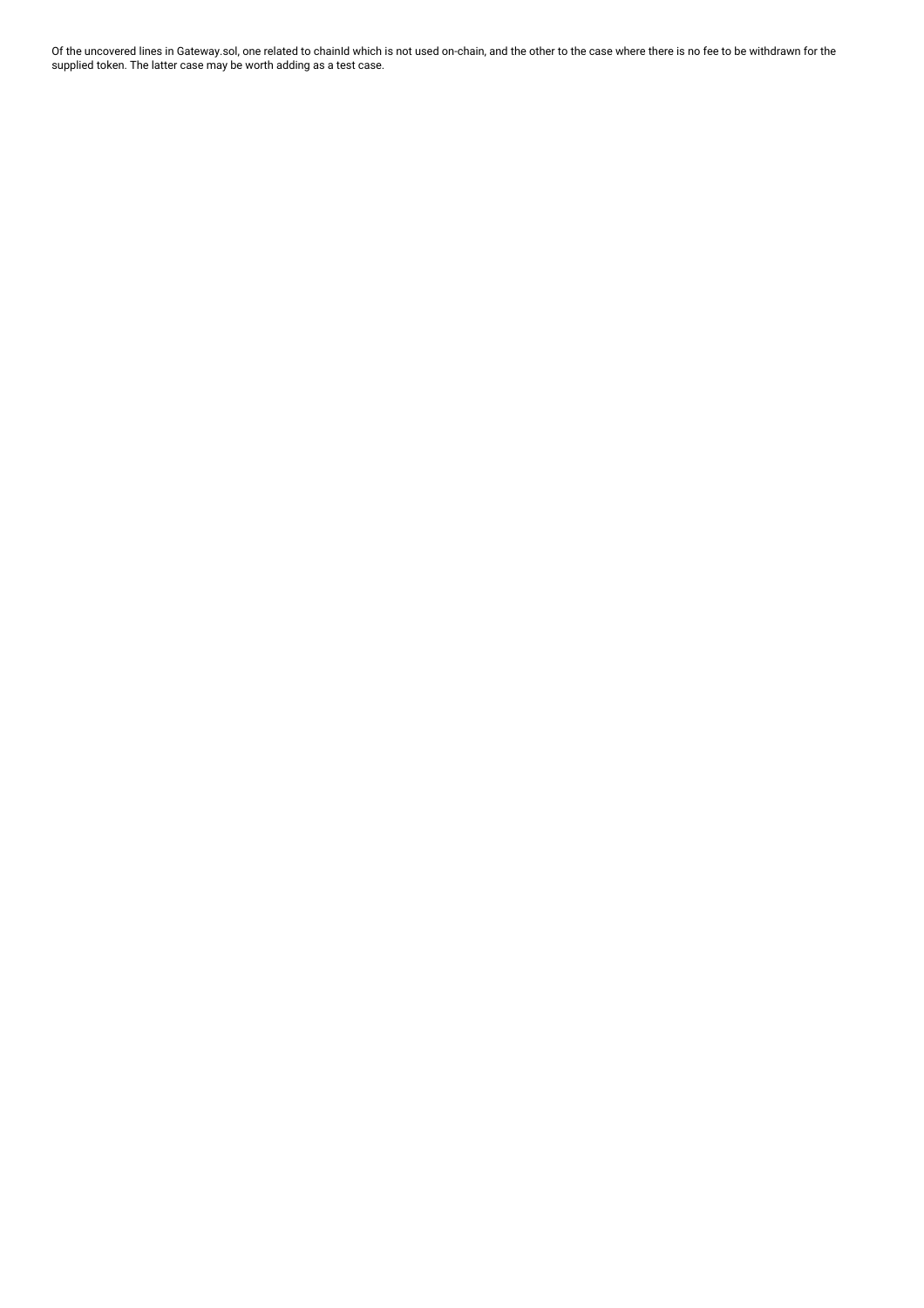Of the uncovered lines in Gateway.sol, one related to chainId which is not used on-chain, and the other to the case where there is no fee to be withdrawn for the supplied token. The latter case may be worth adding as a test case.